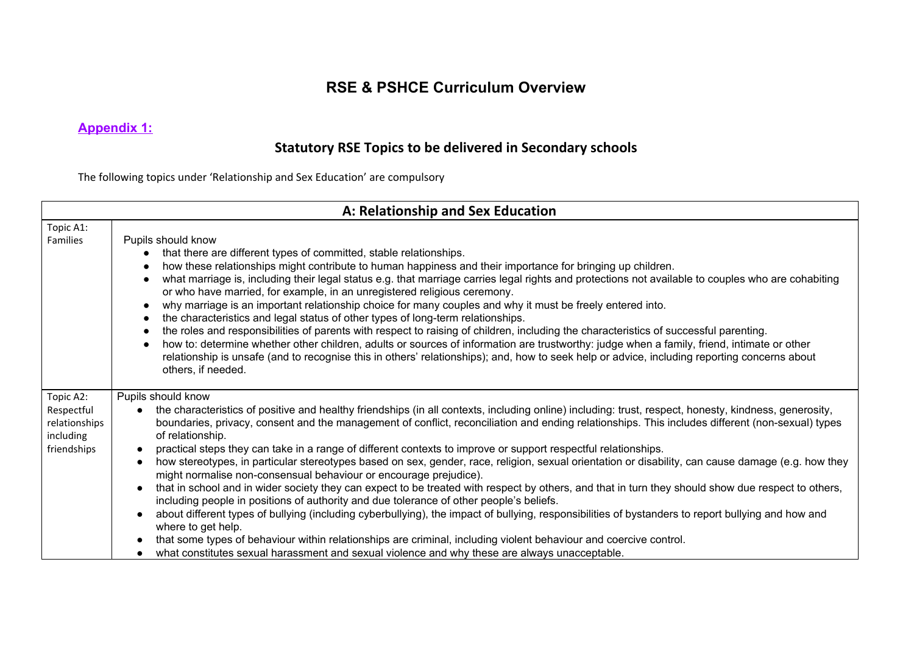# RSE & PSHCE Curriculum Overview

## Appendix 1:

## Statutory RSE Topics to be delivered in Secondary schools

The following topics under 'Relationship and Sex Education' are compulsory

| A: Relationship and Sex Education | |
|---|---|
| Topic A1: Families | Pupils should know<br>● that there are different types of committed, stable relationships.<br>● how these relationships might contribute to human happiness and their importance for bringing up children.<br>● what marriage is, including their legal status e.g. that marriage carries legal rights and protections not available to couples who are cohabiting or who have married, for example, in an unregistered religious ceremony.<br>● why marriage is an important relationship choice for many couples and why it must be freely entered into.<br>● the characteristics and legal status of other types of long-term relationships.<br>● the roles and responsibilities of parents with respect to raising of children, including the characteristics of successful parenting.<br>● how to: determine whether other children, adults or sources of information are trustworthy: judge when a family, friend, intimate or other relationship is unsafe (and to recognise this in others' relationships); and, how to seek help or advice, including reporting concerns about others, if needed. |
| Topic A2: Respectful relationships including friendships | Pupils should know<br>● the characteristics of positive and healthy friendships (in all contexts, including online) including: trust, respect, honesty, kindness, generosity, boundaries, privacy, consent and the management of conflict, reconciliation and ending relationships. This includes different (non-sexual) types of relationship.<br>● practical steps they can take in a range of different contexts to improve or support respectful relationships.<br>● how stereotypes, in particular stereotypes based on sex, gender, race, religion, sexual orientation or disability, can cause damage (e.g. how they might normalise non-consensual behaviour or encourage prejudice).<br>● that in school and in wider society they can expect to be treated with respect by others, and that in turn they should show due respect to others, including people in positions of authority and due tolerance of other people's beliefs.<br>● about different types of bullying (including cyberbullying), the impact of bullying, responsibilities of bystanders to report bullying and how and where to get help.<br>● that some types of behaviour within relationships are criminal, including violent behaviour and coercive control.<br>● what constitutes sexual harassment and sexual violence and why these are always unacceptable. |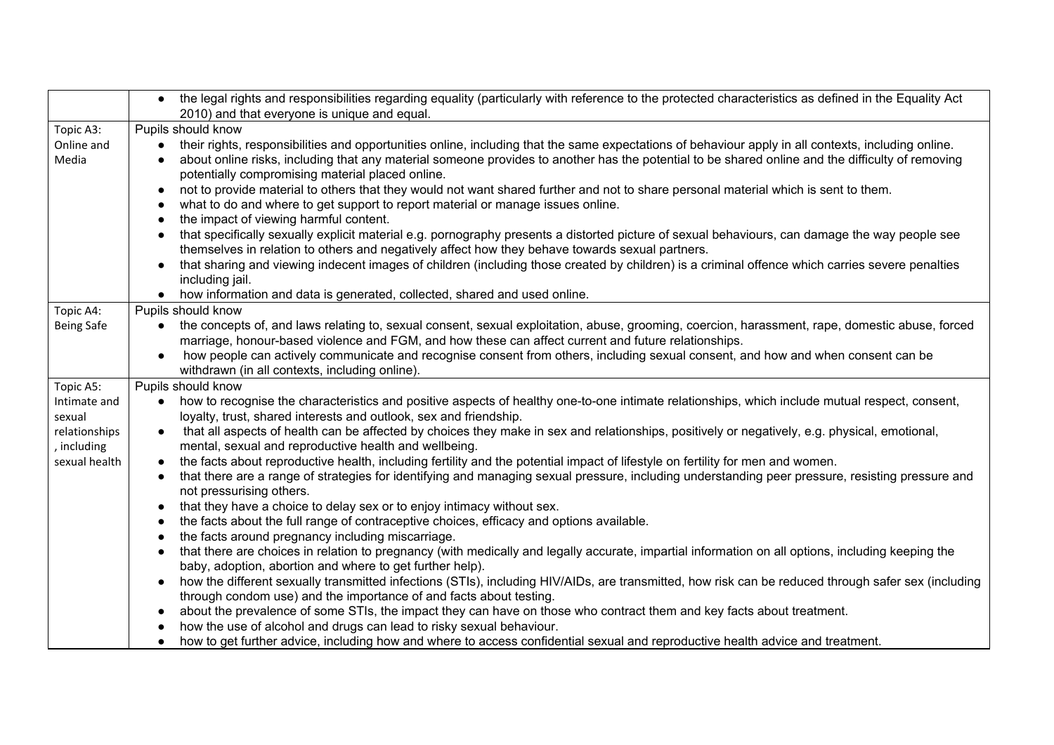| | |
|---|---|
| | • the legal rights and responsibilities regarding equality (particularly with reference to the protected characteristics as defined in the Equality Act 2010) and that everyone is unique and equal. |
| Topic A3: Online and Media | Pupils should know<br>• their rights, responsibilities and opportunities online, including that the same expectations of behaviour apply in all contexts, including online.<br>• about online risks, including that any material someone provides to another has the potential to be shared online and the difficulty of removing potentially compromising material placed online.<br>• not to provide material to others that they would not want shared further and not to share personal material which is sent to them.<br>• what to do and where to get support to report material or manage issues online.<br>• the impact of viewing harmful content.<br>• that specifically sexually explicit material e.g. pornography presents a distorted picture of sexual behaviours, can damage the way people see themselves in relation to others and negatively affect how they behave towards sexual partners.<br>• that sharing and viewing indecent images of children (including those created by children) is a criminal offence which carries severe penalties including jail.<br>• how information and data is generated, collected, shared and used online. |
| Topic A4: Being Safe | Pupils should know<br>• the concepts of, and laws relating to, sexual consent, sexual exploitation, abuse, grooming, coercion, harassment, rape, domestic abuse, forced marriage, honour-based violence and FGM, and how these can affect current and future relationships.<br>• how people can actively communicate and recognise consent from others, including sexual consent, and how and when consent can be withdrawn (in all contexts, including online). |
| Topic A5: Intimate and sexual relationships, including sexual health | Pupils should know<br>• how to recognise the characteristics and positive aspects of healthy one-to-one intimate relationships, which include mutual respect, consent, loyalty, trust, shared interests and outlook, sex and friendship.<br>• that all aspects of health can be affected by choices they make in sex and relationships, positively or negatively, e.g. physical, emotional, mental, sexual and reproductive health and wellbeing.<br>• the facts about reproductive health, including fertility and the potential impact of lifestyle on fertility for men and women.<br>• that there are a range of strategies for identifying and managing sexual pressure, including understanding peer pressure, resisting pressure and not pressurising others.<br>• that they have a choice to delay sex or to enjoy intimacy without sex.<br>• the facts about the full range of contraceptive choices, efficacy and options available.<br>• the facts around pregnancy including miscarriage.<br>• that there are choices in relation to pregnancy (with medically and legally accurate, impartial information on all options, including keeping the baby, adoption, abortion and where to get further help).<br>• how the different sexually transmitted infections (STIs), including HIV/AIDs, are transmitted, how risk can be reduced through safer sex (including through condom use) and the importance of and facts about testing.<br>• about the prevalence of some STIs, the impact they can have on those who contract them and key facts about treatment.<br>• how the use of alcohol and drugs can lead to risky sexual behaviour.<br>• how to get further advice, including how and where to access confidential sexual and reproductive health advice and treatment. |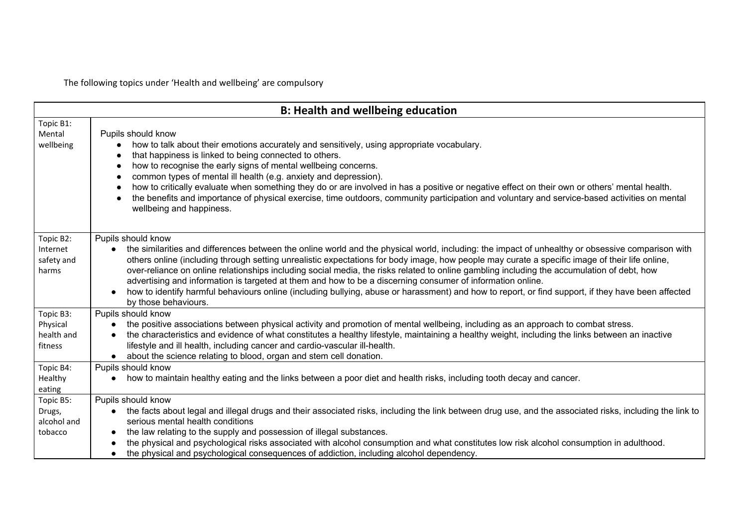The following topics under 'Health and wellbeing' are compulsory

| B: Health and wellbeing education | |
|---|---|
| Topic B1: Mental wellbeing | Pupils should know<br>• how to talk about their emotions accurately and sensitively, using appropriate vocabulary.<br>• that happiness is linked to being connected to others.<br>• how to recognise the early signs of mental wellbeing concerns.<br>• common types of mental ill health (e.g. anxiety and depression).<br>• how to critically evaluate when something they do or are involved in has a positive or negative effect on their own or others' mental health.<br>• the benefits and importance of physical exercise, time outdoors, community participation and voluntary and service-based activities on mental wellbeing and happiness. |
| Topic B2: Internet safety and harms | Pupils should know<br>• the similarities and differences between the online world and the physical world, including: the impact of unhealthy or obsessive comparison with others online (including through setting unrealistic expectations for body image, how people may curate a specific image of their life online, over-reliance on online relationships including social media, the risks related to online gambling including the accumulation of debt, how advertising and information is targeted at them and how to be a discerning consumer of information online.<br>• how to identify harmful behaviours online (including bullying, abuse or harassment) and how to report, or find support, if they have been affected by those behaviours. |
| Topic B3: Physical health and fitness | Pupils should know<br>• the positive associations between physical activity and promotion of mental wellbeing, including as an approach to combat stress.<br>• the characteristics and evidence of what constitutes a healthy lifestyle, maintaining a healthy weight, including the links between an inactive lifestyle and ill health, including cancer and cardio-vascular ill-health.<br>• about the science relating to blood, organ and stem cell donation. |
| Topic B4: Healthy eating | Pupils should know<br>• how to maintain healthy eating and the links between a poor diet and health risks, including tooth decay and cancer. |
| Topic B5: Drugs, alcohol and tobacco | Pupils should know<br>• the facts about legal and illegal drugs and their associated risks, including the link between drug use, and the associated risks, including the link to serious mental health conditions<br>• the law relating to the supply and possession of illegal substances.<br>• the physical and psychological risks associated with alcohol consumption and what constitutes low risk alcohol consumption in adulthood.<br>• the physical and psychological consequences of addiction, including alcohol dependency. |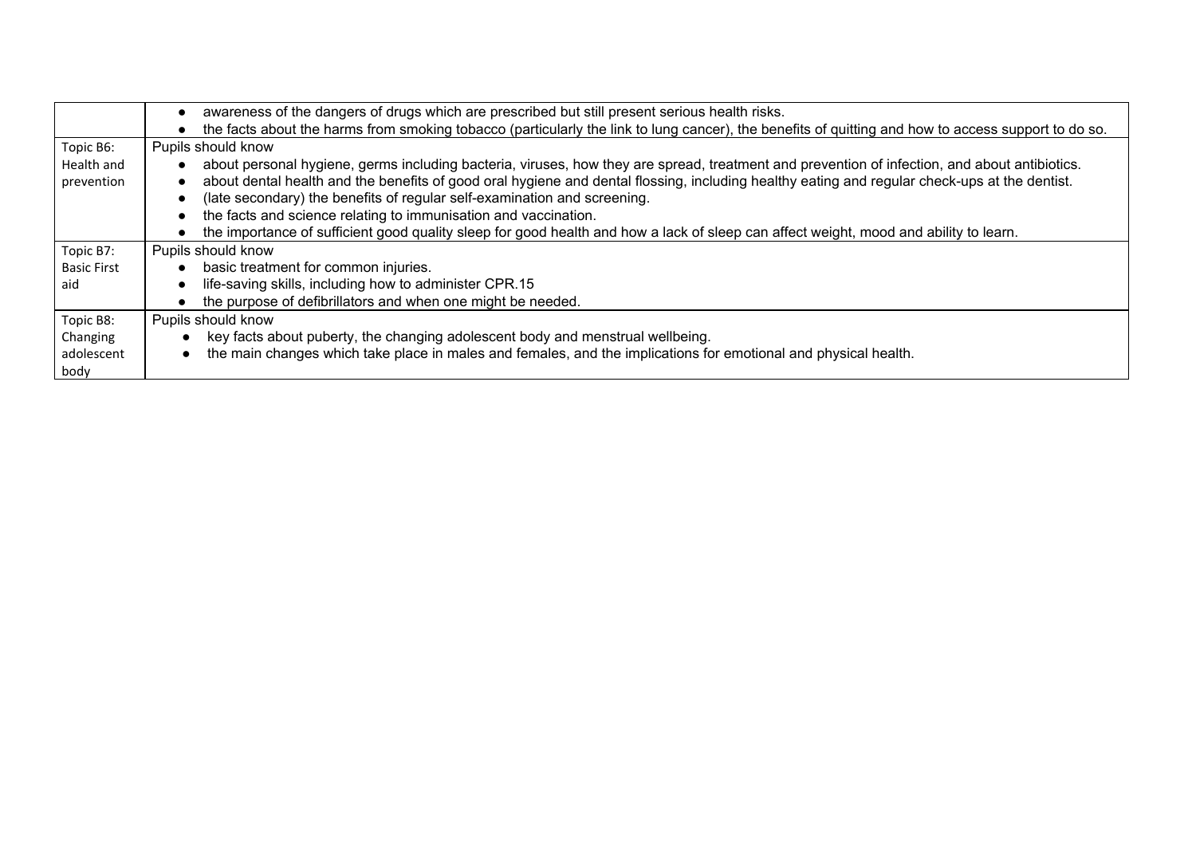| | |
|---|---|
| | • awareness of the dangers of drugs which are prescribed but still present serious health risks.<br>• the facts about the harms from smoking tobacco (particularly the link to lung cancer), the benefits of quitting and how to access support to do so. |
| Topic B6: Health and prevention | Pupils should know<br>• about personal hygiene, germs including bacteria, viruses, how they are spread, treatment and prevention of infection, and about antibiotics.<br>• about dental health and the benefits of good oral hygiene and dental flossing, including healthy eating and regular check-ups at the dentist.<br>• (late secondary) the benefits of regular self-examination and screening.<br>• the facts and science relating to immunisation and vaccination.<br>• the importance of sufficient good quality sleep for good health and how a lack of sleep can affect weight, mood and ability to learn. |
| Topic B7: Basic First aid | Pupils should know<br>• basic treatment for common injuries.<br>• life-saving skills, including how to administer CPR.15<br>• the purpose of defibrillators and when one might be needed. |
| Topic B8: Changing adolescent body | Pupils should know<br>• key facts about puberty, the changing adolescent body and menstrual wellbeing.<br>• the main changes which take place in males and females, and the implications for emotional and physical health. |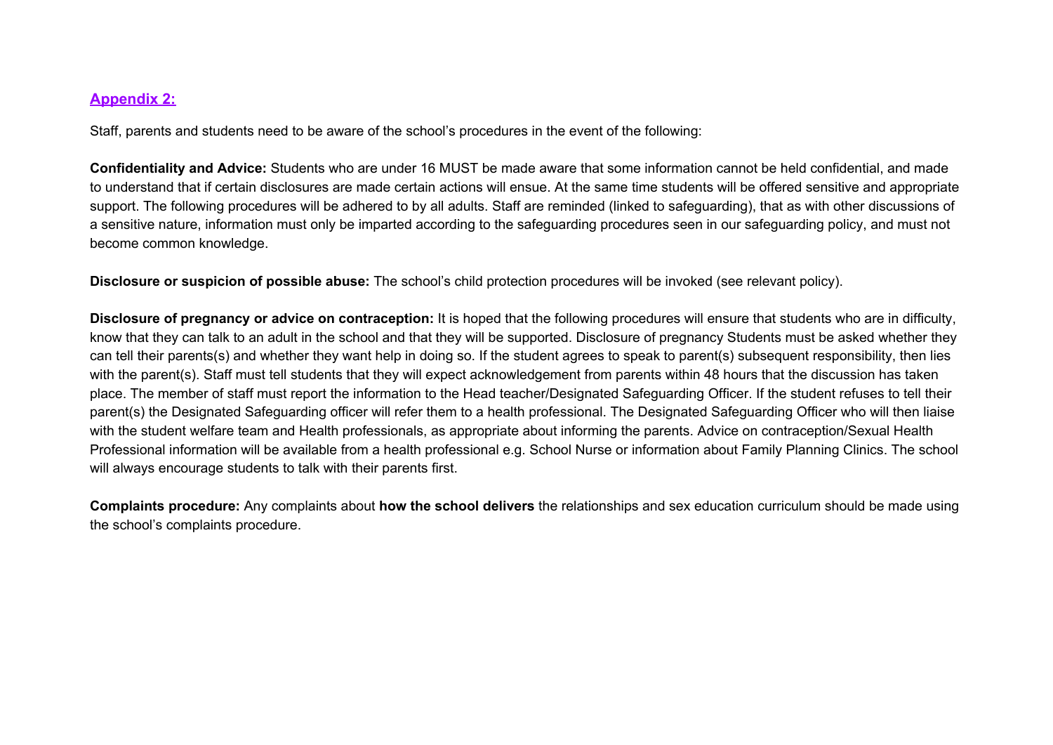## **Appendix 2:**

Staff, parents and students need to be aware of the school's procedures in the event of the following:

**Confidentiality and Advice:** Students who are under 16 MUST be made aware that some information cannot be held confidential, and made to understand that if certain disclosures are made certain actions will ensue. At the same time students will be offered sensitive and appropriate support. The following procedures will be adhered to by all adults. Staff are reminded (linked to safeguarding), that as with other discussions of a sensitive nature, information must only be imparted according to the safeguarding procedures seen in our safeguarding policy, and must not become common knowledge.

**Disclosure or suspicion of possible abuse:** The school's child protection procedures will be invoked (see relevant policy).

**Disclosure of pregnancy or advice on contraception:** It is hoped that the following procedures will ensure that students who are in difficulty, know that they can talk to an adult in the school and that they will be supported. Disclosure of pregnancy Students must be asked whether they can tell their parents(s) and whether they want help in doing so. If the student agrees to speak to parent(s) subsequent responsibility, then lies with the parent(s). Staff must tell students that they will expect acknowledgement from parents within 48 hours that the discussion has taken place. The member of staff must report the information to the Head teacher/Designated Safeguarding Officer. If the student refuses to tell their parent(s) the Designated Safeguarding officer will refer them to a health professional. The Designated Safeguarding Officer who will then liaise with the student welfare team and Health professionals, as appropriate about informing the parents. Advice on contraception/Sexual Health Professional information will be available from a health professional e.g. School Nurse or information about Family Planning Clinics. The school will always encourage students to talk with their parents first.

**Complaints procedure:** Any complaints about **how the school delivers** the relationships and sex education curriculum should be made using the school's complaints procedure.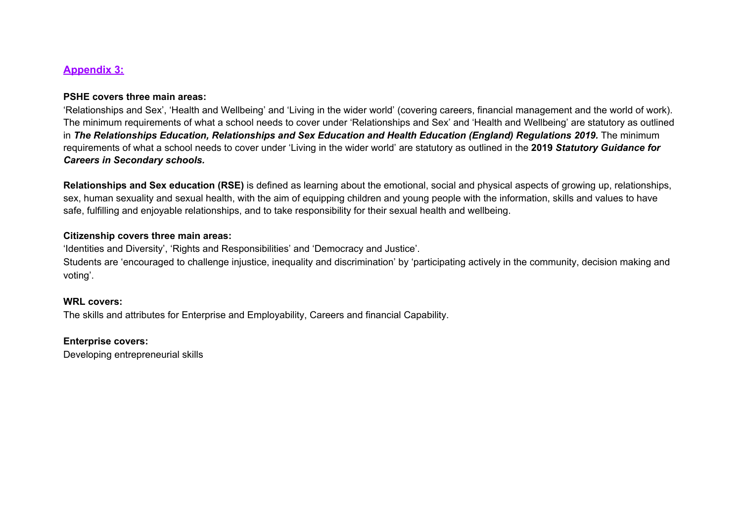## Appendix 3:

**PSHE covers three main areas:**

'Relationships and Sex', 'Health and Wellbeing' and 'Living in the wider world' (covering careers, financial management and the world of work). The minimum requirements of what a school needs to cover under 'Relationships and Sex' and 'Health and Wellbeing' are statutory as outlined in ***The Relationships Education, Relationships and Sex Education and Health Education (England) Regulations 2019.*** The minimum requirements of what a school needs to cover under 'Living in the wider world' are statutory as outlined in the **2019** ***Statutory Guidance for Careers in Secondary schools.***

**Relationships and Sex education (RSE)** is defined as learning about the emotional, social and physical aspects of growing up, relationships, sex, human sexuality and sexual health, with the aim of equipping children and young people with the information, skills and values to have safe, fulfilling and enjoyable relationships, and to take responsibility for their sexual health and wellbeing.

**Citizenship covers three main areas:**

'Identities and Diversity', 'Rights and Responsibilities' and 'Democracy and Justice'.

Students are 'encouraged to challenge injustice, inequality and discrimination' by 'participating actively in the community, decision making and voting'.

**WRL covers:**

The skills and attributes for Enterprise and Employability, Careers and financial Capability.

**Enterprise covers:**

Developing entrepreneurial skills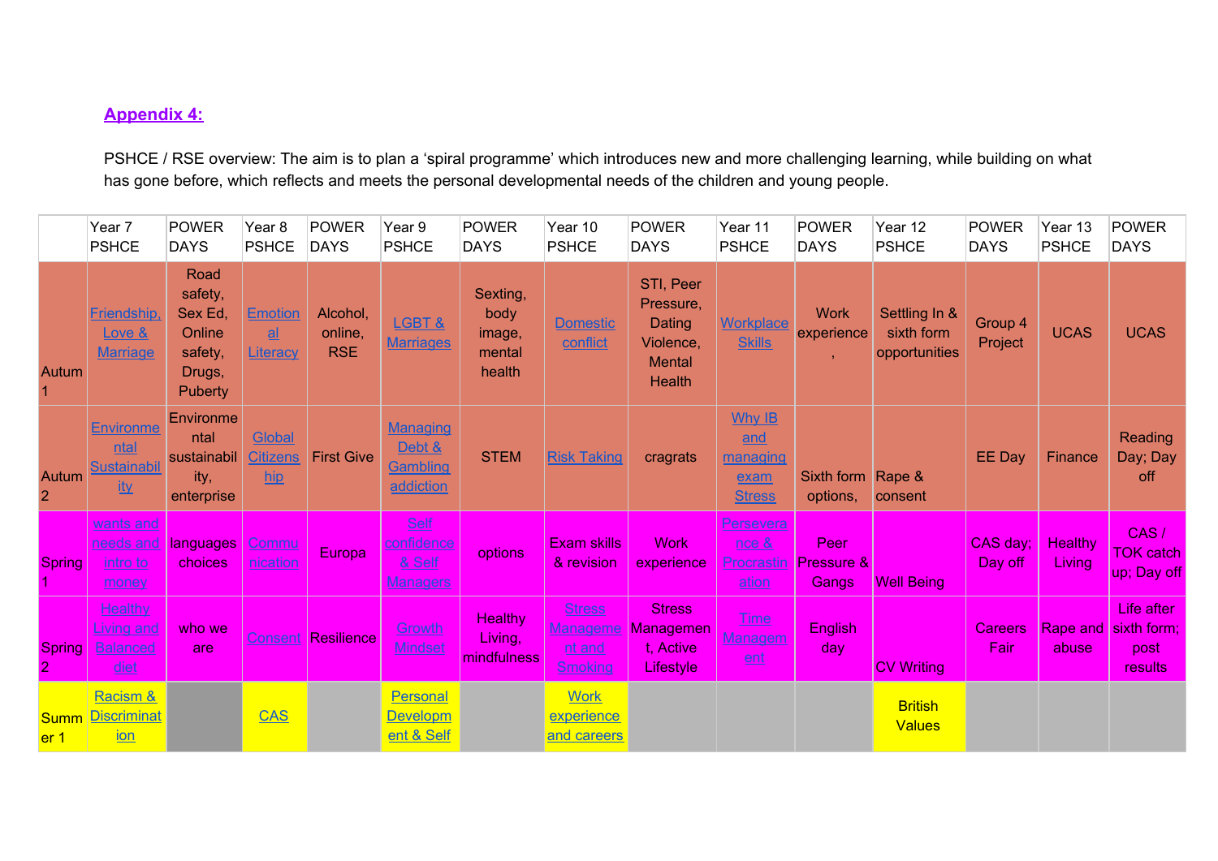**Appendix 4:**

PSHCE / RSE overview: The aim is to plan a 'spiral programme' which introduces new and more challenging learning, while building on what has gone before, which reflects and meets the personal developmental needs of the children and young people.

| | Year 7 PSHCE | POWER DAYS | Year 8 PSHCE | POWER DAYS | Year 9 PSHCE | POWER DAYS | Year 10 PSHCE | POWER DAYS | Year 11 PSHCE | POWER DAYS | Year 12 PSHCE | POWER DAYS | Year 13 PSHCE | POWER DAYS |
|---|---|---|---|---|---|---|---|---|---|---|---|---|---|---|
| Autum 1 | Friendship, Love & Marriage | Road safety, Sex Ed, Online safety, Drugs, Puberty | Emotional Literacy | Alcohol, online, RSE | LGBT & Marriages | Sexting, body image, mental health | Domestic conflict | STI, Peer Pressure, Dating Violence, Mental Health | Workplace Skills | Work experience , | Settling In & sixth form opportunities | Group 4 Project | UCAS | UCAS |
| Autum 2 | Environmental Sustainability | Environmental sustainability, enterprise | Global Citizenship | First Give | Managing Debt & Gambling addiction | STEM | Risk Taking | cragrats | Why IB and managing exam Stress | Sixth form options, | Rape & consent | EE Day | Finance | Reading Day; Day off |
| Spring 1 | wants and needs and intro to money | languages choices | Communication | Europa | Self confidence & Self Managers | options | Exam skills & revision | Work experience | Perseverance & Procrastination | Peer Pressure & Gangs | Well Being | CAS day; Day off | Healthy Living | CAS / TOK catch up; Day off |
| Spring 2 | Healthy Living and Balanced diet | who we are | Consent | Resilience | Growth Mindset | Healthy Living, mindfulness | Stress Management and Smoking | Stress Management, Active Lifestyle | Time Management | English day | CV Writing | Careers Fair | Rape and abuse | Life after sixth form; post results |
| Summer 1 | Racism & Discrimination | | CAS | | Personal Development & Self | | Work experience and careers | | | | British Values | | | |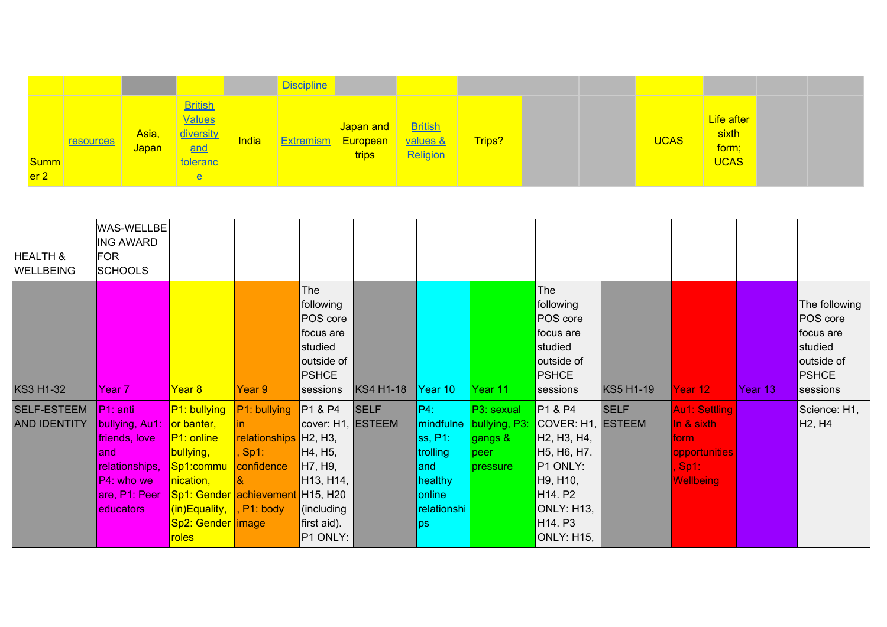| | | | | | | | | | | | | | | |
|---|---|---|---|---|---|---|---|---|---|---|---|---|---|---|
| | | | | | Discipline | | | | | | | | | |
| Summer 2 | resources | Asia, Japan | British Values diversity and tolerance | India | Extremism | Japan and European trips | British values & Religion | Trips? | | | UCAS | Life after sixth form; UCAS | | |

| HEALTH & WELLBEING | WAS-WELLBEING AWARD FOR SCHOOLS | | | | | | | | | | | |
|---|---|---|---|---|---|---|---|---|---|---|---|---|
| KS3 H1-32 | Year 7 | Year 8 | Year 9 | The following POS core focus are studied outside of PSHCE sessions | KS4 H1-18 | Year 10 | Year 11 | The following POS core focus are studied outside of PSHCE sessions | KS5 H1-19 | Year 12 | Year 13 | The following POS core focus are studied outside of PSHCE sessions |
| SELF-ESTEEM AND IDENTITY | P1: anti bullying, Au1: friends, love and relationships, P4: who we are, P1: Peer educators | P1: bullying or banter, P1: online bullying, Sp1:communication, Sp1: Gender (in)Equality, Sp2: Gender roles | P1: bullying in relationships, Sp1: confidence & achievement, P1: body image | P1 & P4 cover: H1, H2, H3, H4, H5, H7, H9, H13, H14, H15, H20 (including first aid). P1 ONLY: | SELF ESTEEM | P4: mindfulness, P1: trolling and healthy online relationships | P3: sexual bullying, P3: gangs & peer pressure | P1 & P4 COVER: H1, H2, H3, H4, H5, H6, H7. P1 ONLY: H9, H10, H14. P2 ONLY: H13, H14. P3 ONLY: H15, | SELF ESTEEM | Au1: Settling In & sixth form opportunities, Sp1: Wellbeing | | Science: H1, H2, H4 |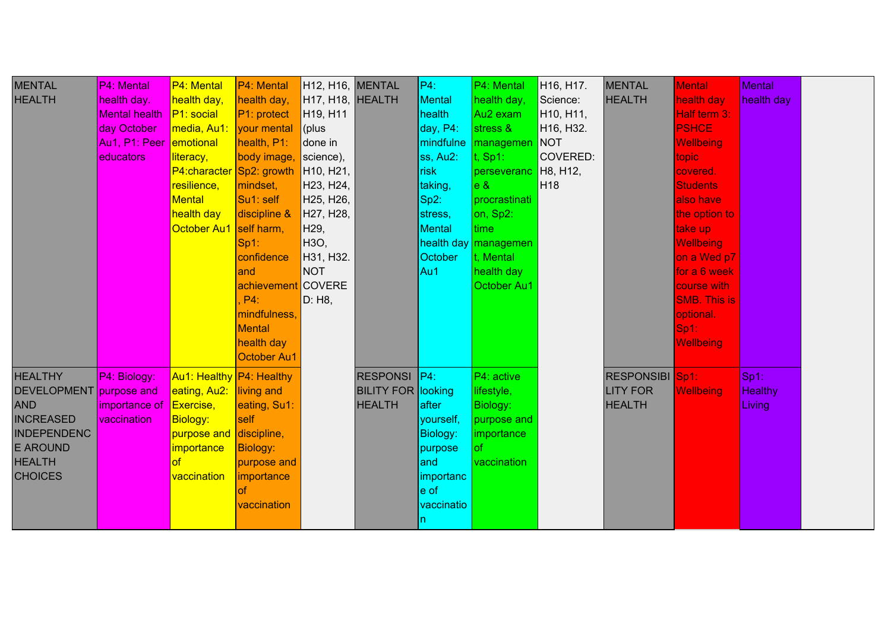| | | | | | | | | | | | | |
|---|---|---|---|---|---|---|---|---|---|---|---|---|
| MENTAL HEALTH | P4: Mental health day. Mental health day October Au1, P1: Peer educators | P4: Mental health day, P1: social media, Au1: emotional literacy, P4:character resilience, Mental health day October Au1 | P4: Mental health day, P1: protect your mental health, P1: body image, Sp2: growth mindset, Su1: self discipline & self harm, Sp1: confidence and achievement , P4: mindfulness, Mental health day October Au1 | H12, H16, H17, H18, H19, H11 (plus done in science), H10, H21, H23, H24, H25, H26, H27, H28, H29, H3O, H31, H32. NOT COVERED: H8, | MENTAL HEALTH | P4: Mental health day, P4: mindfulness, Au2: risk taking, Sp2: stress, Mental health day October Au1 | P4: Mental health day, Au2 exam stress & management, Sp1: perseverance & procrastination, Sp2: time management, Mental health day October Au1 | H16, H17. Science: H10, H11, H16, H32. NOT COVERED: H8, H12, H18 | MENTAL HEALTH | Mental health day Half term 3: PSHCE Wellbeing topic covered. Students also have the option to take up Wellbeing on a Wed p7 for a 6 week course with SMB. This is optional. Sp1: Wellbeing | Mental health day | |
| HEALTHY DEVELOPMENT AND INCREASED INDEPENDENCE AROUND HEALTH CHOICES | P4: Biology: purpose and importance of vaccination | Au1: Healthy eating, Au2: Exercise, Biology: purpose and importance of vaccination | P4: Healthy living and eating, Su1: self discipline, Biology: purpose and importance of vaccination | | RESPONSIBILITY FOR HEALTH | P4: looking after yourself, Biology: purpose and importance of vaccination | P4: active lifestyle, Biology: purpose and importance of vaccination | | RESPONSIBILITY FOR HEALTH | Sp1: Wellbeing | Sp1: Healthy Living | |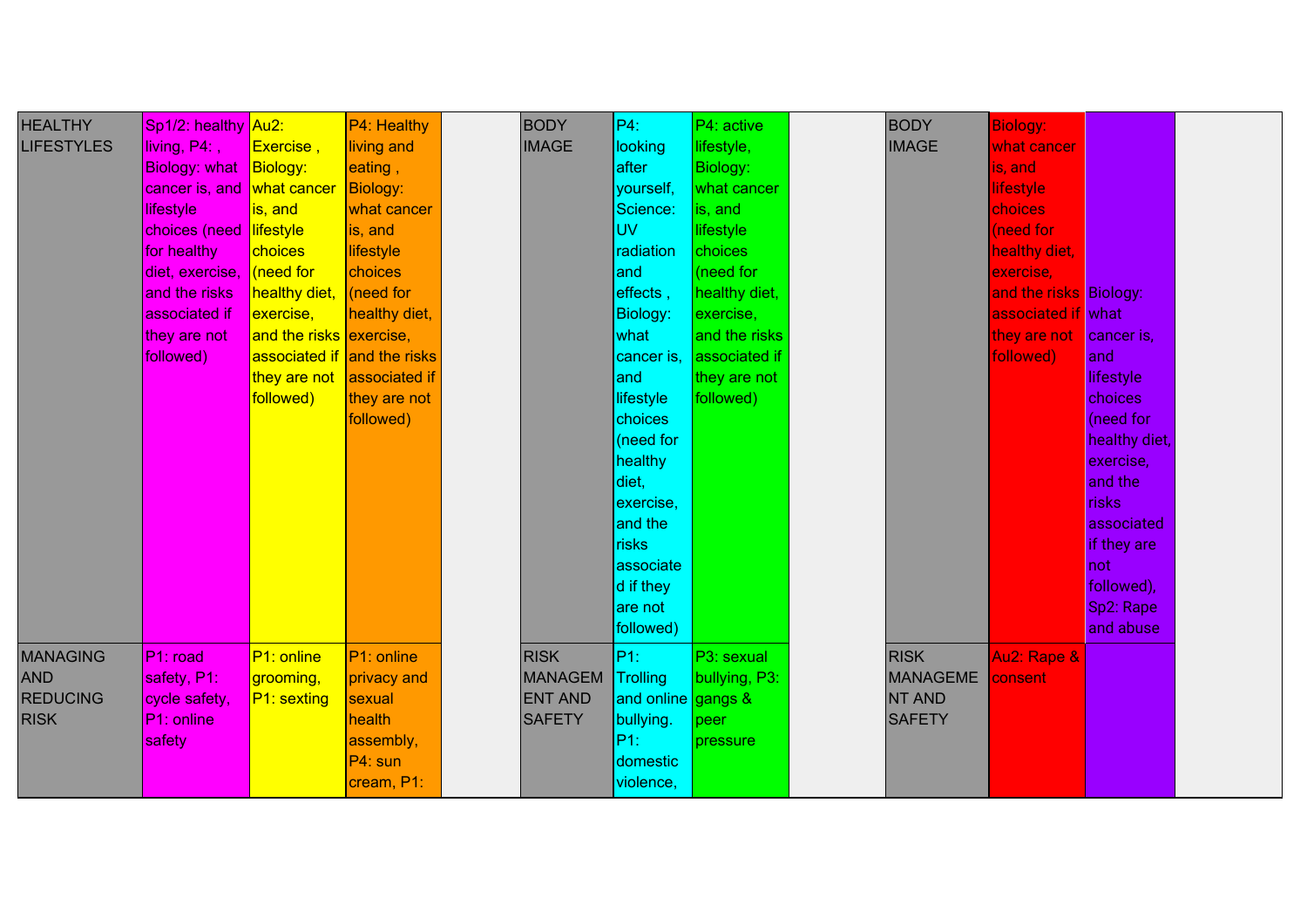| | | | | | | | | | | | | |
|---|---|---|---|---|---|---|---|---|---|---|---|---|
| HEALTHY LIFESTYLES | Sp1/2: healthy living, P4: , Biology: what cancer is, and lifestyle choices (need for healthy diet, exercise, and the risks associated if they are not followed) | Au2: Exercise , Biology: what cancer is, and lifestyle choices (need for healthy diet, exercise, and the risks associated if they are not followed) | P4: Healthy living and eating , Biology: what cancer is, and lifestyle choices (need for healthy diet, exercise, and the risks associated if they are not followed) | | BODY IMAGE | P4: looking after yourself, Science: UV radiation and effects , Biology: what cancer is, and lifestyle choices (need for healthy diet, exercise, and the risks associated if they are not followed) | P4: active lifestyle, Biology: what cancer is, and lifestyle choices (need for healthy diet, exercise, and the risks associated if they are not followed) | | BODY IMAGE | Biology: what cancer is, and lifestyle choices (need for healthy diet, exercise, and the risks associated if they are not followed) | Biology: what cancer is, and lifestyle choices (need for healthy diet, exercise, and the risks associated if they are not followed), Sp2: Rape and abuse | |
| MANAGING AND REDUCING RISK | P1: road safety, P1: cycle safety, P1: online safety | P1: online grooming, P1: sexting | P1: online privacy and sexual health assembly, P4: sun cream, P1: | | RISK MANAGEMENT AND SAFETY | P1: Trolling and online bullying. P1: domestic violence, | P3: sexual bullying, P3: gangs & peer pressure | | RISK MANAGEMENT AND SAFETY | Au2: Rape & consent | | |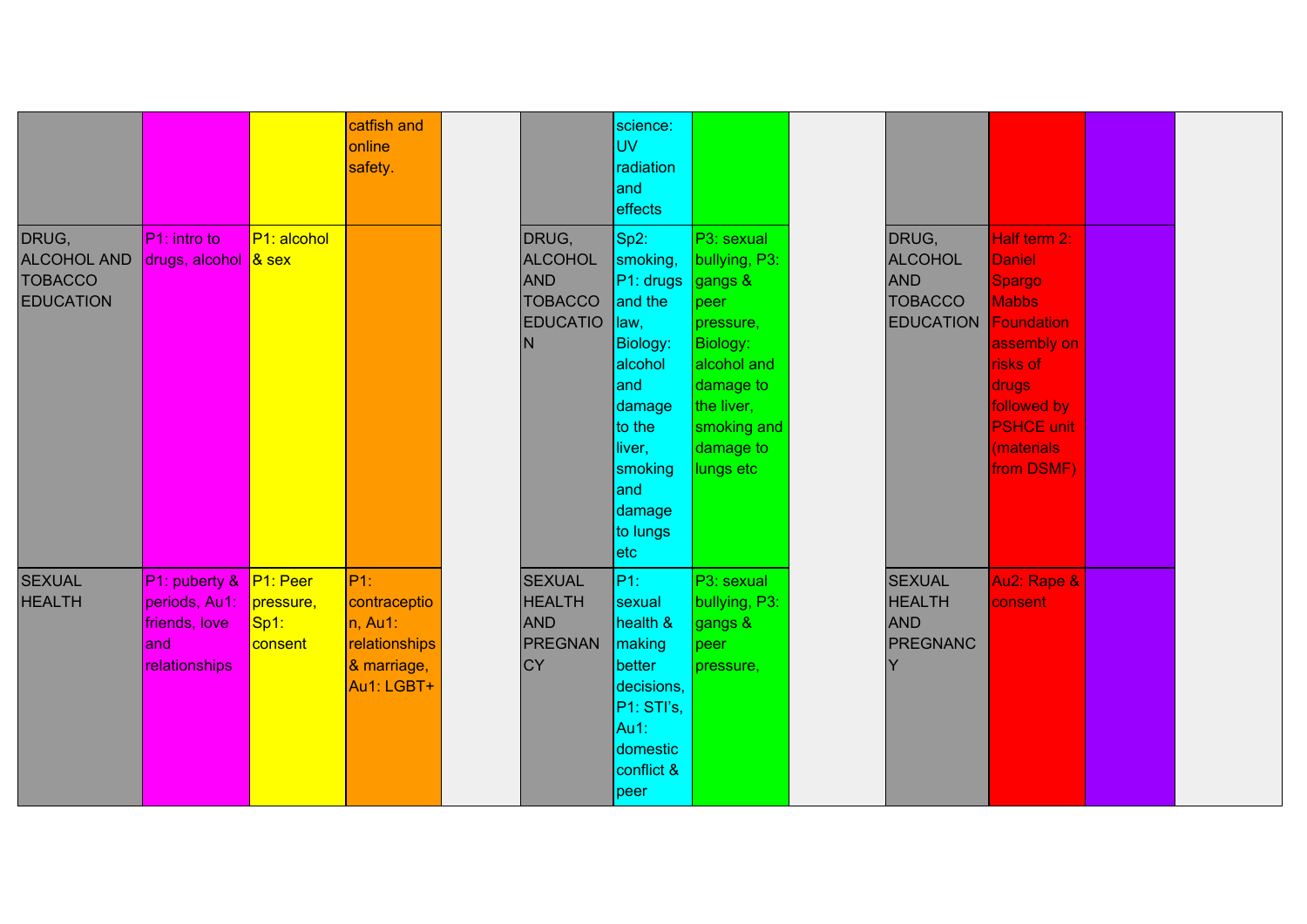|  |  |  |  |  |  |  |  |  |  |  |  |  |
|---|---|---|---|---|---|---|---|---|---|---|---|---|
|  |  |  | catfish and online safety. |  |  | science: UV radiation and effects |  |  |  |  |  |  |
| DRUG, ALCOHOL AND TOBACCO EDUCATION | P1: intro to drugs, alcohol | P1: alcohol & sex |  |  | DRUG, ALCOHOL AND TOBACCO EDUCATION | Sp2: smoking, P1: drugs and the law, Biology: alcohol and damage to the liver, smoking and damage to lungs etc | P3: sexual bullying, P3: gangs & peer pressure, Biology: alcohol and damage to the liver, smoking and damage to lungs etc |  | DRUG, ALCOHOL AND TOBACCO EDUCATION | Half term 2: Daniel Spargo Mabbs Foundation assembly on risks of drugs followed by PSHCE unit (materials from DSMF) |  |  |
| SEXUAL HEALTH | P1: puberty & periods, Au1: friends, love and relationships | P1: Peer pressure, Sp1: consent | P1: contraception, Au1: relationships & marriage, Au1: LGBT+ |  | SEXUAL HEALTH AND PREGNANCY | P1: sexual health & making better decisions, P1: STI's, Au1: domestic conflict & peer | P3: sexual bullying, P3: gangs & peer pressure, |  | SEXUAL HEALTH AND PREGNANCY | Au2: Rape & consent |  |  |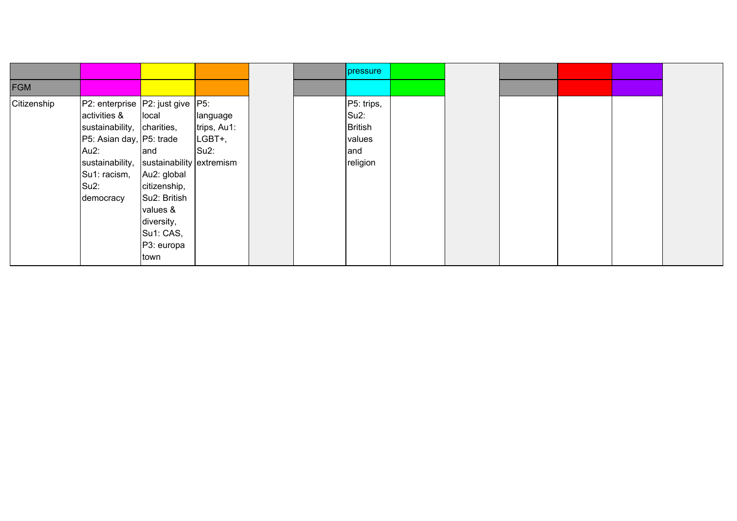| | | | | | | | | | | | | |
|---|---|---|---|---|---|---|---|---|---|---|---|---|
| | | | | | | pressure | | | | | | |
| FGM | | | | | | | | | | | | |
| Citizenship | P2: enterprise activities & sustainability, P5: Asian day, Au2: sustainability, Su1: racism, Su2: democracy | P2: just give local charities, P5: trade and sustainability Au2: global citizenship, Su2: British values & diversity, Su1: CAS, P3: europa town | P5: language trips, Au1: LGBT+, Su2: extremism | | | P5: trips, Su2: British values and religion | | | | | | |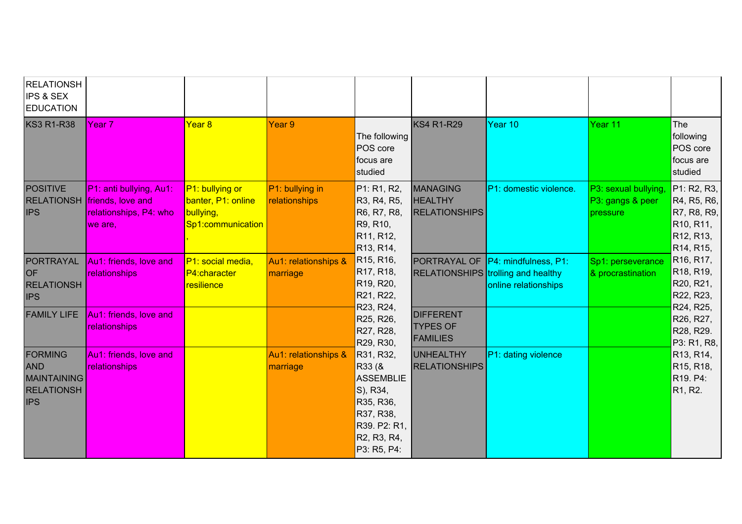| RELATIONSHIPS & SEX EDUCATION | | | | | | | | |
|---|---|---|---|---|---|---|---|---|
| KS3 R1-R38 | Year 7 | Year 8 | Year 9 | The following POS core focus are studied | KS4 R1-R29 | Year 10 | Year 11 | The following POS core focus are studied |
| POSITIVE RELATIONSHIPS | P1: anti bullying, Au1: friends, love and relationships, P4: who we are, | P1: bullying or banter, P1: online bullying, Sp1:communication , | P1: bullying in relationships | P1: R1, R2, R3, R4, R5, R6, R7, R8, R9, R10, R11, R12, R13, R14, R15, R16, R17, R18, R19, R20, R21, R22, R23, R24, R25, R26, R27, R28, R29, R30, R31, R32, R33 (& ASSEMBLIES), R34, R35, R36, R37, R38, R39. P2: R1, R2, R3, R4, P3: R5, P4: | MANAGING HEALTHY RELATIONSHIPS | P1: domestic violence. | P3: sexual bullying, P3: gangs & peer pressure | P1: R2, R3, R4, R5, R6, R7, R8, R9, R10, R11, R12, R13, R14, R15, R16, R17, R18, R19, R20, R21, R22, R23, R24, R25, R26, R27, R28, R29. P3: R1, R8, R13, R14, R15, R18, R19. P4: R1, R2. |
| PORTRAYAL OF RELATIONSHIPS | Au1: friends, love and relationships | P1: social media, P4:character resilience | Au1: relationships & marriage | | PORTRAYAL OF RELATIONSHIPS | P4: mindfulness, P1: trolling and healthy online relationships | Sp1: perseverance & procrastination | |
| FAMILY LIFE | Au1: friends, love and relationships | | | | DIFFERENT TYPES OF FAMILIES | | | |
| FORMING AND MAINTAINING RELATIONSHIPS | Au1: friends, love and relationships | | Au1: relationships & marriage | | UNHEALTHY RELATIONSHIPS | P1: dating violence | | |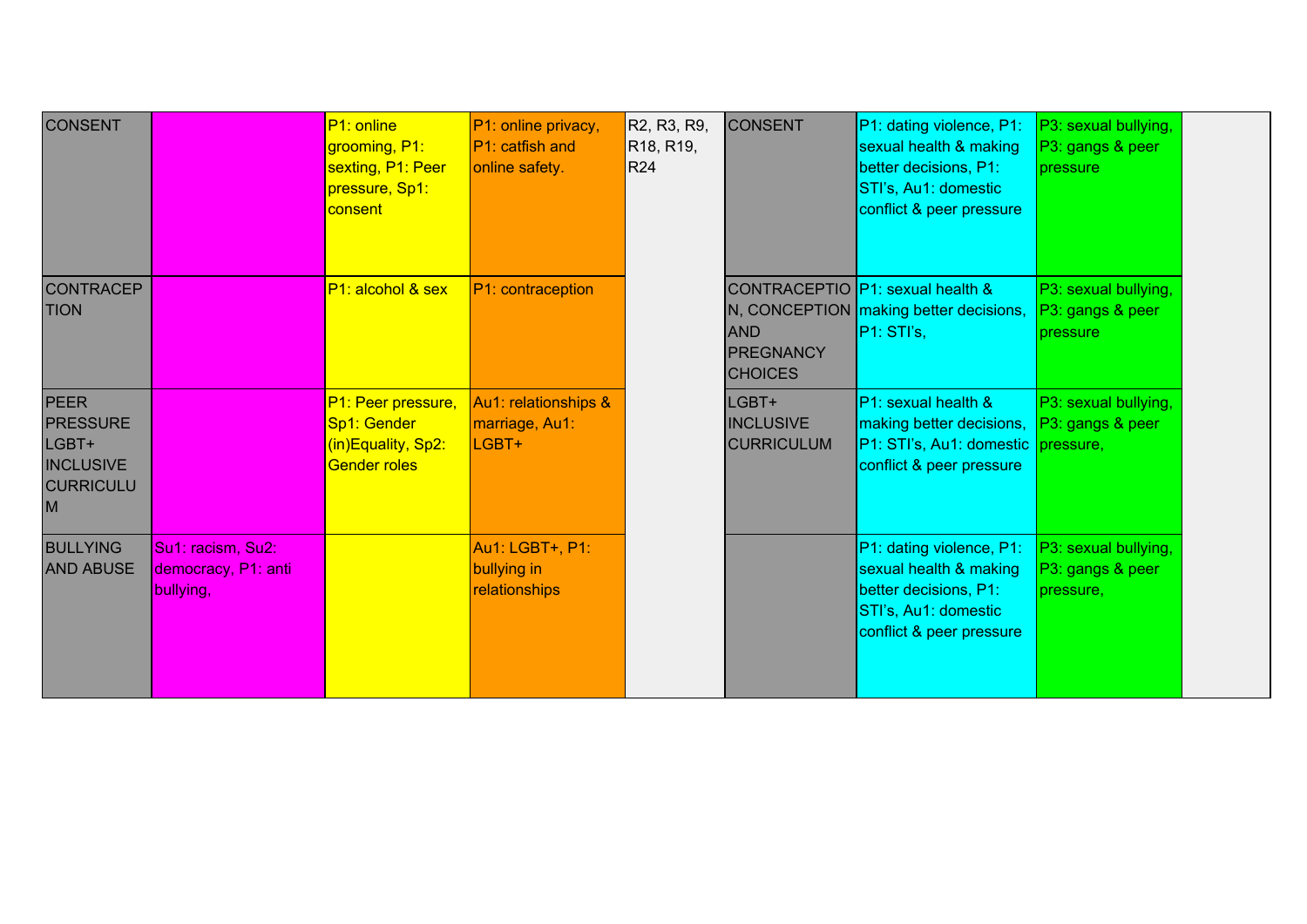| | | | | | | | | |
|---|---|---|---|---|---|---|---|---|
| CONSENT | | P1: online grooming, P1: sexting, P1: Peer pressure, Sp1: consent | P1: online privacy, P1: catfish and online safety. | R2, R3, R9, R18, R19, R24 | CONSENT | P1: dating violence, P1: sexual health & making better decisions, P1: STI's, Au1: domestic conflict & peer pressure | P3: sexual bullying, P3: gangs & peer pressure | |
| CONTRACEPTION | | P1: alcohol & sex | P1: contraception | | CONTRACEPTION, CONCEPTION AND PREGNANCY CHOICES | P1: sexual health & making better decisions, P1: STI's, | P3: sexual bullying, P3: gangs & peer pressure | |
| PEER PRESSURE LGBT+ INCLUSIVE CURRICULUM | | P1: Peer pressure, Sp1: Gender (in)Equality, Sp2: Gender roles | Au1: relationships & marriage, Au1: LGBT+ | | LGBT+ INCLUSIVE CURRICULUM | P1: sexual health & making better decisions, P1: STI's, Au1: domestic conflict & peer pressure | P3: sexual bullying, P3: gangs & peer pressure, | |
| BULLYING AND ABUSE | Su1: racism, Su2: democracy, P1: anti bullying, | | Au1: LGBT+, P1: bullying in relationships | | | P1: dating violence, P1: sexual health & making better decisions, P1: STI's, Au1: domestic conflict & peer pressure | P3: sexual bullying, P3: gangs & peer pressure, | |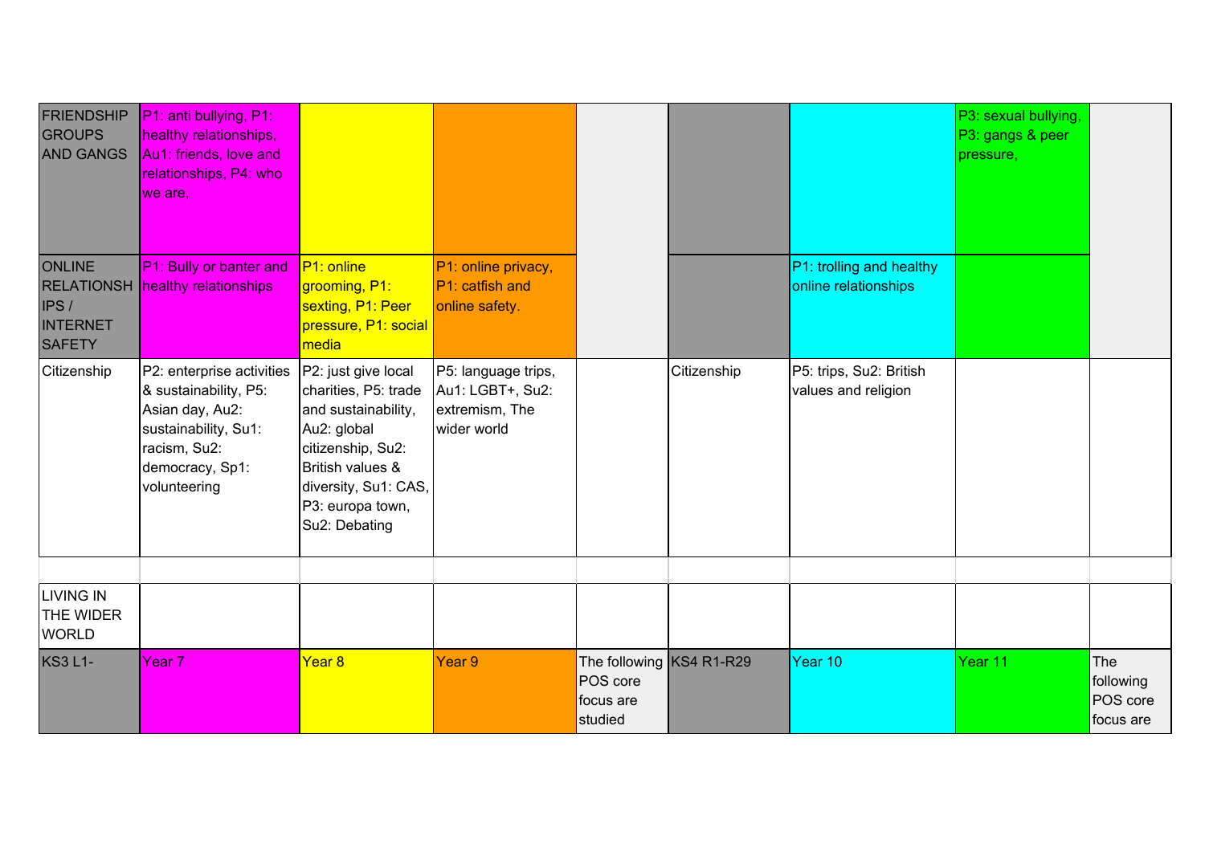| FRIENDSHIP GROUPS AND GANGS | P1: anti bullying, P1: healthy relationships, Au1: friends, love and relationships, P4: who we are, | | | | | | P3: sexual bullying, P3: gangs & peer pressure, | |
|---|---|---|---|---|---|---|---|---|
| ONLINE RELATIONSHIPS / INTERNET SAFETY | P1: Bully or banter and healthy relationships | P1: online grooming, P1: sexting, P1: Peer pressure, P1: social media | P1: online privacy, P1: catfish and online safety. | | | P1: trolling and healthy online relationships | | |
| Citizenship | P2: enterprise activities & sustainability, P5: Asian day, Au2: sustainability, Su1: racism, Su2: democracy, Sp1: volunteering | P2: just give local charities, P5: trade and sustainability, Au2: global citizenship, Su2: British values & diversity, Su1: CAS, P3: europa town, Su2: Debating | P5: language trips, Au1: LGBT+, Su2: extremism, The wider world | | Citizenship | P5: trips, Su2: British values and religion | | |
| | | | | | | | | |
| LIVING IN THE WIDER WORLD | | | | | | | | |
| KS3 L1- | Year 7 | Year 8 | Year 9 | The following POS core focus are studied | KS4 R1-R29 | Year 10 | Year 11 | The following POS core focus are |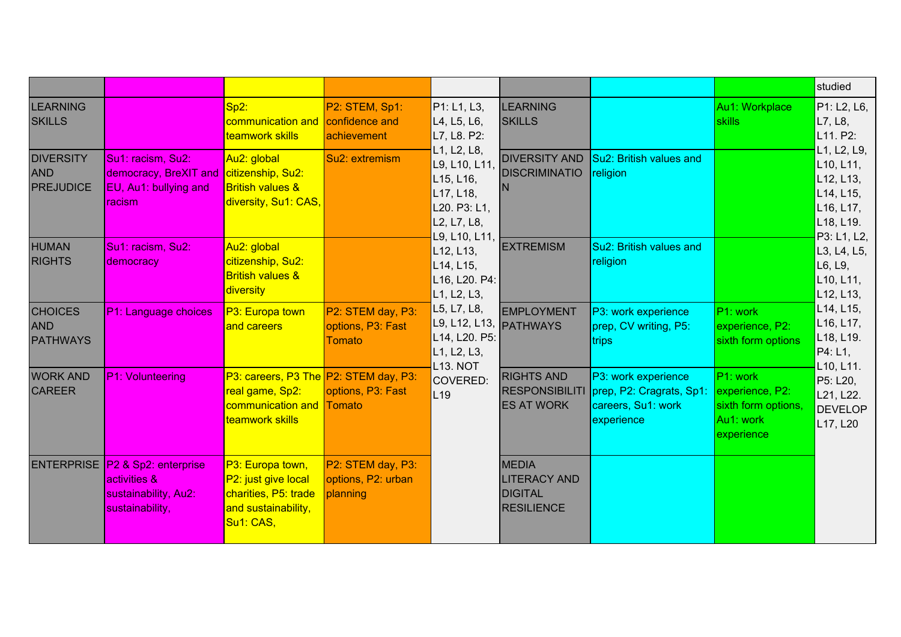| | | | | | | | | studied |
|---|---|---|---|---|---|---|---|---|
| LEARNING SKILLS | | Sp2: communication and teamwork skills | P2: STEM, Sp1: confidence and achievement | P1: L1, L3, L4, L5, L6, L7, L8. P2: L1, L2, L8, L9, L10, L11, L15, L16, L17, L18, L20. P3: L1, L2, L7, L8, L9, L10, L11, L12, L13, L14, L15, L16, L20. P4: L1, L2, L3, L5, L7, L8, L9, L12, L13, L14, L20. P5: L1, L2, L3, L13. NOT COVERED: L19 | LEARNING SKILLS | | Au1: Workplace skills | P1: L2, L6, L7, L8, L11. P2: L1, L2, L9, L10, L11, L12, L13, L14, L15, L16, L17, L18, L19. P3: L1, L2, L3, L4, L5, L6, L9, L10, L11, L12, L13, L14, L15, L16, L17, L18, L19. P4: L1, L10, L11. P5: L20, L21, L22. DEVELOP L17, L20 |
| DIVERSITY AND PREJUDICE | Su1: racism, Su2: democracy, BreXIT and EU, Au1: bullying and racism | Au2: global citizenship, Su2: British values & diversity, Su1: CAS, | Su2: extremism | | DIVERSITY AND DISCRIMINATION | Su2: British values and religion | | |
| HUMAN RIGHTS | Su1: racism, Su2: democracy | Au2: global citizenship, Su2: British values & diversity | | | EXTREMISM | Su2: British values and religion | | |
| CHOICES AND PATHWAYS | P1: Language choices | P3: Europa town and careers | P2: STEM day, P3: options, P3: Fast Tomato | | EMPLOYMENT PATHWAYS | P3: work experience prep, CV writing, P5: trips | P1: work experience, P2: sixth form options | |
| WORK AND CAREER | P1: Volunteering | P3: careers, P3 The real game, Sp2: communication and teamwork skills | P2: STEM day, P3: options, P3: Fast Tomato | | RIGHTS AND RESPONSIBILITIES AT WORK | P3: work experience prep, P2: Cragrats, Sp1: careers, Su1: work experience | P1: work experience, P2: sixth form options, Au1: work experience | |
| ENTERPRISE | P2 & Sp2: enterprise activities & sustainability, Au2: sustainability, | P3: Europa town, P2: just give local charities, P5: trade and sustainability, Su1: CAS, | P2: STEM day, P3: options, P2: urban planning | | MEDIA LITERACY AND DIGITAL RESILIENCE | | | |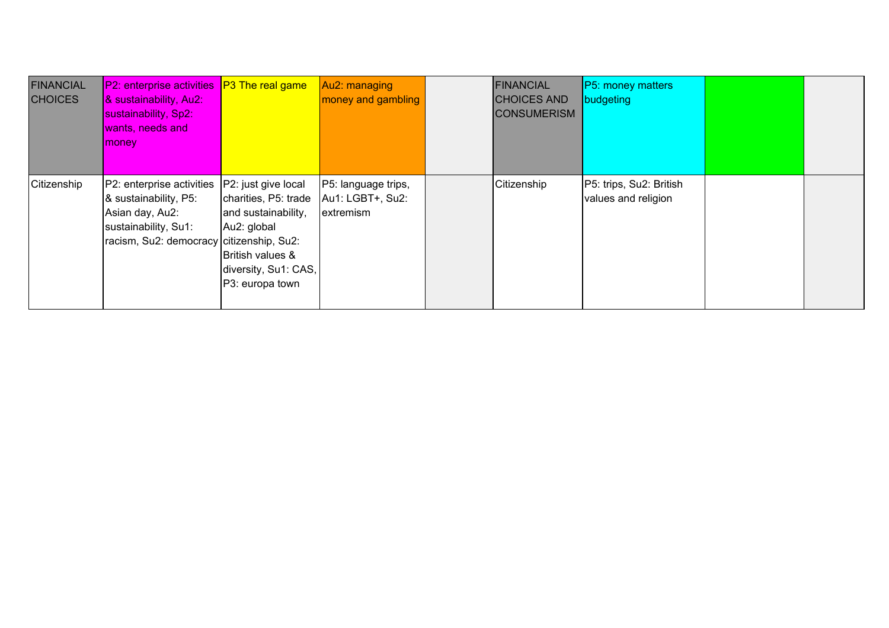| | | | | | | | | |
|---|---|---|---|---|---|---|---|---|
| FINANCIAL CHOICES | P2: enterprise activities & sustainability, Au2: sustainability, Sp2: wants, needs and money | P3 The real game | Au2: managing money and gambling | | FINANCIAL CHOICES AND CONSUMERISM | P5: money matters budgeting | | |
| Citizenship | P2: enterprise activities & sustainability, P5: Asian day, Au2: sustainability, Su1: racism, Su2: democracy | P2: just give local charities, P5: trade and sustainability, Au2: global citizenship, Su2: British values & diversity, Su1: CAS, P3: europa town | P5: language trips, Au1: LGBT+, Su2: extremism | | Citizenship | P5: trips, Su2: British values and religion | | |